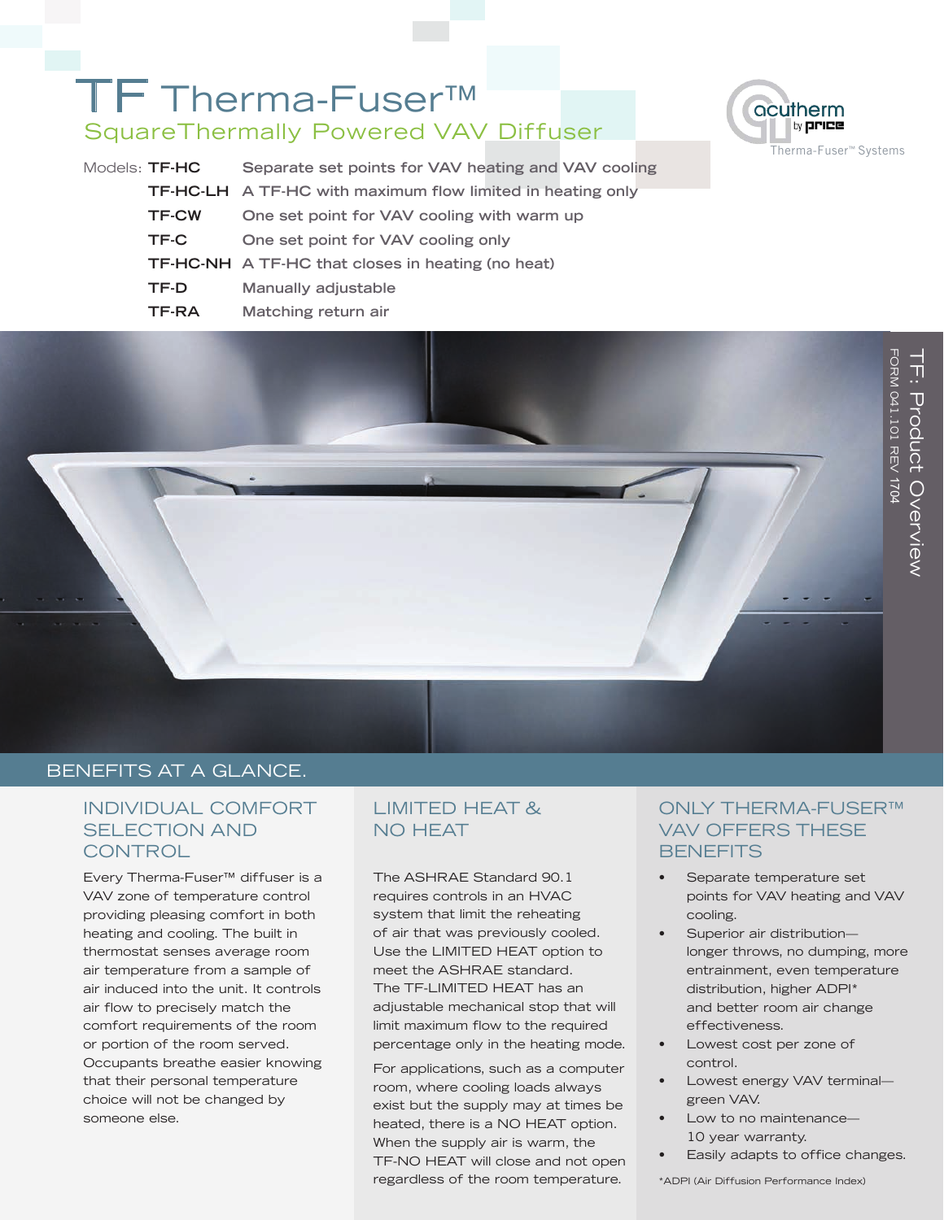# TF Therma-Fuser™

## SquareThermally Powered VAV Diffuser

Models:

| Model | Description |
|---|---|
| **TF-HC** | Separate set points for VAV heating and VAV cooling |
| **TF-HC-LH** | A TF-HC with maximum flow limited in heating only |
| **TF-CW** | One set point for VAV cooling with warm up |
| **TF-C** | One set point for VAV cooling only |
| **TF-HC-NH** | A TF-HC that closes in heating (no heat) |
| **TF-D** | Manually adjustable |
| **TF-RA** | Matching return air |

acutherm by price — Therma-Fuser™ Systems

TF: Product Overview

FORM 041.101 REV 1704

## BENEFITS AT A GLANCE.

### INDIVIDUAL COMFORT SELECTION AND CONTROL

Every Therma-Fuser™ diffuser is a VAV zone of temperature control providing pleasing comfort in both heating and cooling. The built in thermostat senses average room air temperature from a sample of air induced into the unit. It controls air flow to precisely match the comfort requirements of the room or portion of the room served. Occupants breathe easier knowing that their personal temperature choice will not be changed by someone else.

### LIMITED HEAT & NO HEAT

The ASHRAE Standard 90.1 requires controls in an HVAC system that limit the reheating of air that was previously cooled. Use the LIMITED HEAT option to meet the ASHRAE standard. The TF-LIMITED HEAT has an adjustable mechanical stop that will limit maximum flow to the required percentage only in the heating mode.

For applications, such as a computer room, where cooling loads always exist but the supply may at times be heated, there is a NO HEAT option. When the supply air is warm, the TF-NO HEAT will close and not open regardless of the room temperature.

### ONLY THERMA-FUSER™ VAV OFFERS THESE BENEFITS

- Separate temperature set points for VAV heating and VAV cooling.
- Superior air distribution—longer throws, no dumping, more entrainment, even temperature distribution, higher ADPI* and better room air change effectiveness.
- Lowest cost per zone of control.
- Lowest energy VAV terminal—green VAV.
- Low to no maintenance—10 year warranty.
- Easily adapts to office changes.

*ADPI (Air Diffusion Performance Index)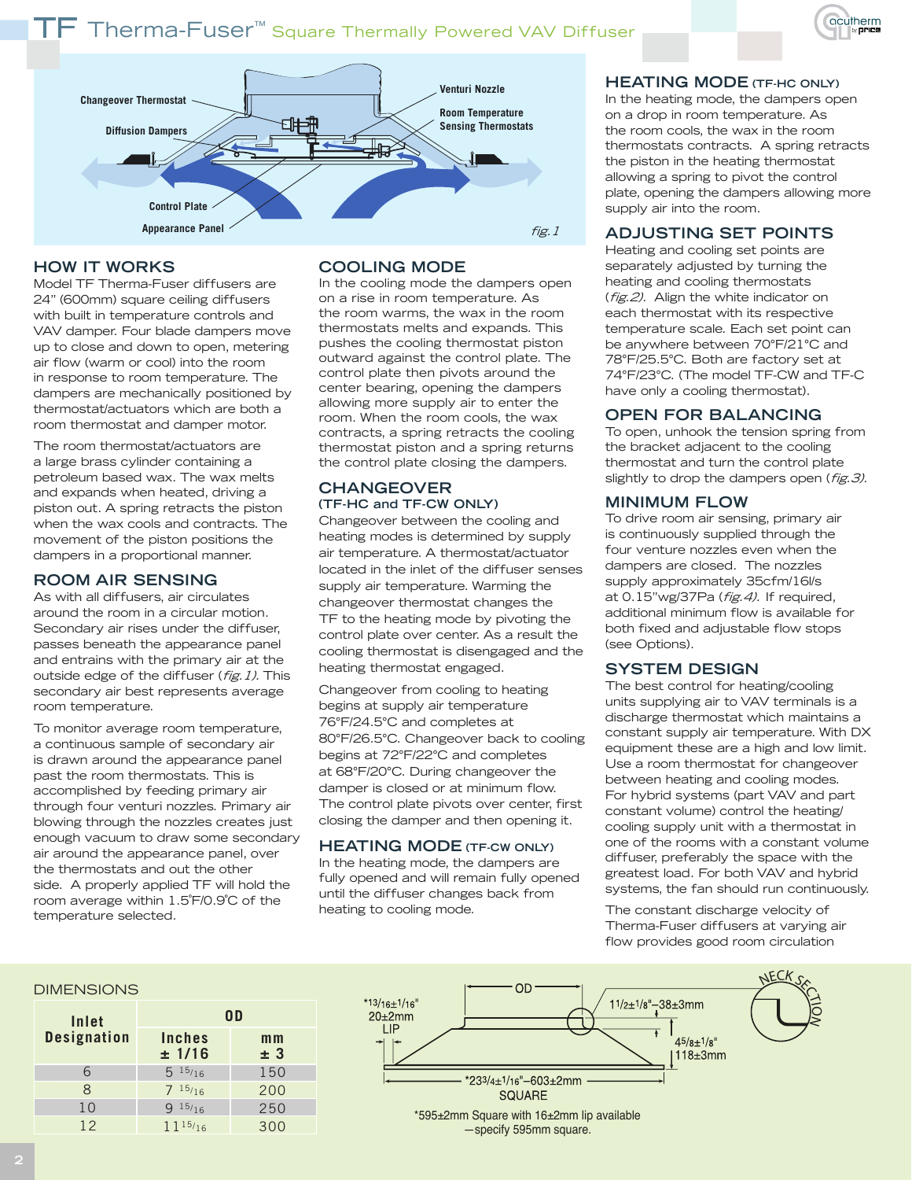# TF Therma-Fuser™ Square Thermally Powered VAV Diffuser

Changeover Thermostat

Diffusion Dampers

Venturi Nozzle

Room Temperature Sensing Thermostats

Control Plate

Appearance Panel

*fig. 1*

## HOW IT WORKS

Model TF Therma-Fuser diffusers are 24" (600mm) square ceiling diffusers with built in temperature controls and VAV damper. Four blade dampers move up to close and down to open, metering air flow (warm or cool) into the room in response to room temperature. The dampers are mechanically positioned by thermostat/actuators which are both a room thermostat and damper motor.

The room thermostat/actuators are a large brass cylinder containing a petroleum based wax. The wax melts and expands when heated, driving a piston out. A spring retracts the piston when the wax cools and contracts. The movement of the piston positions the dampers in a proportional manner.

## ROOM AIR SENSING

As with all diffusers, air circulates around the room in a circular motion. Secondary air rises under the diffuser, passes beneath the appearance panel and entrains with the primary air at the outside edge of the diffuser (*fig. 1).* This secondary air best represents average room temperature.

To monitor average room temperature, a continuous sample of secondary air is drawn around the appearance panel past the room thermostats. This is accomplished by feeding primary air through four venturi nozzles. Primary air blowing through the nozzles creates just enough vacuum to draw some secondary air around the appearance panel, over the thermostats and out the other side. A properly applied TF will hold the room average within 1.5˚F/0.9˚C of the temperature selected.

## COOLING MODE

In the cooling mode the dampers open on a rise in room temperature. As the room warms, the wax in the room thermostats melts and expands. This pushes the cooling thermostat piston outward against the control plate. The control plate then pivots around the center bearing, opening the dampers allowing more supply air to enter the room. When the room cools, the wax contracts, a spring retracts the cooling thermostat piston and a spring returns the control plate closing the dampers.

## CHANGEOVER
### (TF-HC and TF-CW ONLY)

Changeover between the cooling and heating modes is determined by supply air temperature. A thermostat/actuator located in the inlet of the diffuser senses supply air temperature. Warming the changeover thermostat changes the TF to the heating mode by pivoting the control plate over center. As a result the cooling thermostat is disengaged and the heating thermostat engaged.

Changeover from cooling to heating begins at supply air temperature 76°F/24.5°C and completes at 80°F/26.5°C. Changeover back to cooling begins at 72°F/22°C and completes at 68°F/20°C. During changeover the damper is closed or at minimum flow. The control plate pivots over center, first closing the damper and then opening it.

## HEATING MODE (TF-CW ONLY)

In the heating mode, the dampers are fully opened and will remain fully opened until the diffuser changes back from heating to cooling mode.

## HEATING MODE (TF-HC ONLY)

In the heating mode, the dampers open on a drop in room temperature. As the room cools, the wax in the room thermostats contracts. A spring retracts the piston in the heating thermostat allowing a spring to pivot the control plate, opening the dampers allowing more supply air into the room.

## ADJUSTING SET POINTS

Heating and cooling set points are separately adjusted by turning the heating and cooling thermostats (*fig.2*). Align the white indicator on each thermostat with its respective temperature scale. Each set point can be anywhere between 70°F/21°C and 78°F/25.5°C. Both are factory set at 74°F/23°C. (The model TF-CW and TF-C have only a cooling thermostat).

## OPEN FOR BALANCING

To open, unhook the tension spring from the bracket adjacent to the cooling thermostat and turn the control plate slightly to drop the dampers open (*fig.3).*

## MINIMUM FLOW

To drive room air sensing, primary air is continuously supplied through the four venture nozzles even when the dampers are closed. The nozzles supply approximately 35cfm/16l/s at 0.15"wg/37Pa (*fig.4).* If required, additional minimum flow is available for both fixed and adjustable flow stops (see Options).

## SYSTEM DESIGN

The best control for heating/cooling units supplying air to VAV terminals is a discharge thermostat which maintains a constant supply air temperature. With DX equipment these are a high and low limit. Use a room thermostat for changeover between heating and cooling modes. For hybrid systems (part VAV and part constant volume) control the heating/cooling supply unit with a thermostat in one of the rooms with a constant volume diffuser, preferably the space with the greatest load. For both VAV and hybrid systems, the fan should run continuously.

The constant discharge velocity of Therma-Fuser diffusers at varying air flow provides good room circulation

## DIMENSIONS

| Inlet Designation | OD | |
|---|---|---|
| | Inches ± 1/16 | mm ± 3 |
| 6 | 5 15/16 | 150 |
| 8 | 7 15/16 | 200 |
| 10 | 9 15/16 | 250 |
| 12 | 11 15/16 | 300 |

OD

*13/16±1/16" 20±2mm LIP

1 1/2±1/8"–38±3mm

4 5/8±1/8" 118±3mm

NECK SECTION

*23 3/4±1/16"–603±2mm SQUARE

*595±2mm Square with 16±2mm lip available —specify 595mm square.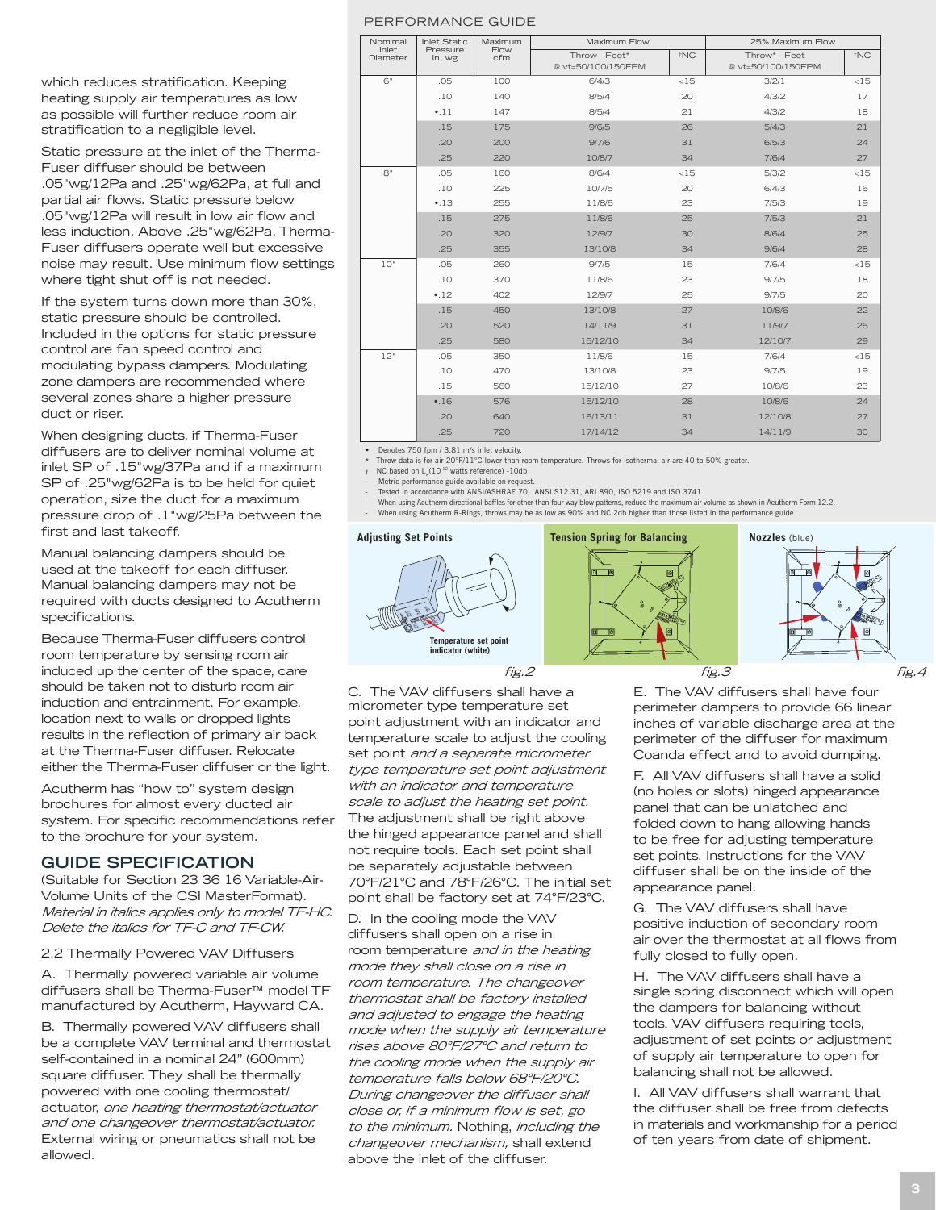which reduces stratification. Keeping heating supply air temperatures as low as possible will further reduce room air stratification to a negligible level.

Static pressure at the inlet of the Therma-Fuser diffuser should be between .05"wg/12Pa and .25"wg/62Pa, at full and partial air flows. Static pressure below .05"wg/12Pa will result in low air flow and less induction. Above .25"wg/62Pa, Therma-Fuser diffusers operate well but excessive noise may result. Use minimum flow settings where tight shut off is not needed.

If the system turns down more than 30%, static pressure should be controlled. Included in the options for static pressure control are fan speed control and modulating bypass dampers. Modulating zone dampers are recommended where several zones share a higher pressure duct or riser.

When designing ducts, if Therma-Fuser diffusers are to deliver nominal volume at inlet SP of .15"wg/37Pa and if a maximum SP of .25"wg/62Pa is to be held for quiet operation, size the duct for a maximum pressure drop of .1"wg/25Pa between the first and last takeoff.

Manual balancing dampers should be used at the takeoff for each diffuser. Manual balancing dampers may not be required with ducts designed to Acutherm specifications.

Because Therma-Fuser diffusers control room temperature by sensing room air induced up the center of the space, care should be taken not to disturb room air induction and entrainment. For example, location next to walls or dropped lights results in the reflection of primary air back at the Therma-Fuser diffuser. Relocate either the Therma-Fuser diffuser or the light.

Acutherm has "how to" system design brochures for almost every ducted air system. For specific recommendations refer to the brochure for your system.

## GUIDE SPECIFICATION

(Suitable for Section 23 36 16 Variable-Air-Volume Units of the CSI MasterFormat). *Material in italics applies only to model TF-HC. Delete the italics for TF-C and TF-CW.*

2.2 Thermally Powered VAV Diffusers

A. Thermally powered variable air volume diffusers shall be Therma-Fuser™ model TF manufactured by Acutherm, Hayward CA.

B. Thermally powered VAV diffusers shall be a complete VAV terminal and thermostat self-contained in a nominal 24" (600mm) square diffuser. They shall be thermally powered with one cooling thermostat/actuator, *one heating thermostat/actuator and one changeover thermostat/actuator.* External wiring or pneumatics shall not be allowed.

## PERFORMANCE GUIDE

| Nominal Inlet Diameter | Inlet Static Pressure In. wg | Maximum Flow cfm | Maximum Flow | | 25% Maximum Flow | |
|---|---|---|---|---|---|---|
| | | | Throw - Feet* @ vt=50/100/150FPM | †NC | Throw* - Feet @ vt=50/100/150FPM | †NC |
| 6" | .05 | 100 | 6/4/3 | <15 | 3/2/1 | <15 |
| | .10 | 140 | 8/5/4 | 20 | 4/3/2 | 17 |
| | •.11 | 147 | 8/5/4 | 21 | 4/3/2 | 18 |
| | .15 | 175 | 9/6/5 | 26 | 5/4/3 | 21 |
| | .20 | 200 | 9/7/6 | 31 | 6/5/3 | 24 |
| | .25 | 220 | 10/8/7 | 34 | 7/6/4 | 27 |
| 8" | .05 | 160 | 8/6/4 | <15 | 5/3/2 | <15 |
| | .10 | 225 | 10/7/5 | 20 | 6/4/3 | 16 |
| | •.13 | 255 | 11/8/6 | 23 | 7/5/3 | 19 |
| | .15 | 275 | 11/8/6 | 25 | 7/5/3 | 21 |
| | .20 | 320 | 12/9/7 | 30 | 8/6/4 | 25 |
| | .25 | 355 | 13/10/8 | 34 | 9/6/4 | 28 |
| 10" | .05 | 260 | 9/7/5 | 15 | 7/6/4 | <15 |
| | .10 | 370 | 11/8/6 | 23 | 9/7/5 | 18 |
| | •.12 | 402 | 12/9/7 | 25 | 9/7/5 | 20 |
| | .15 | 450 | 13/10/8 | 27 | 10/8/6 | 22 |
| | .20 | 520 | 14/11/9 | 31 | 11/9/7 | 26 |
| | .25 | 580 | 15/12/10 | 34 | 12/10/7 | 29 |
| 12" | .05 | 350 | 11/8/6 | 15 | 7/6/4 | <15 |
| | .10 | 470 | 13/10/8 | 23 | 9/7/5 | 19 |
| | .15 | 560 | 15/12/10 | 27 | 10/8/6 | 23 |
| | •.16 | 576 | 15/12/10 | 28 | 10/8/6 | 24 |
| | .20 | 640 | 16/13/11 | 31 | 12/10/8 | 27 |
| | .25 | 720 | 17/14/12 | 34 | 14/11/9 | 30 |

- • Denotes 750 fpm / 3.81 m/s inlet velocity.
- \* Throw data is for air 20°F/11°C lower than room temperature. Throws for isothermal air are 40 to 50% greater.
- † NC based on $L_w(10^{-12}$ watts reference) -10db
- Metric performance guide available on request.
- Tested in accordance with ANSI/ASHRAE 70, ANSI S12.31, ARI 890, ISO 5219 and ISO 3741.
- When using Acutherm directional baffles for other than four way blow patterns, reduce the maximum air volume as shown in Acutherm Form 12.2.
- When using Acutherm R-Rings, throws may be as low as 90% and NC 2db higher than those listed in the performance guide.

**Adjusting Set Points**

Temperature set point indicator (white)

fig.2

**Tension Spring for Balancing**

fig.3

**Nozzles** (blue)

fig.4

C. The VAV diffusers shall have a micrometer type temperature set point adjustment with an indicator and temperature scale to adjust the cooling set point *and a separate micrometer type temperature set point adjustment with an indicator and temperature scale to adjust the heating set point.* The adjustment shall be right above the hinged appearance panel and shall not require tools. Each set point shall be separately adjustable between 70°F/21°C and 78°F/26°C. The initial set point shall be factory set at 74°F/23°C.

D. In the cooling mode the VAV diffusers shall open on a rise in room temperature *and in the heating mode they shall close on a rise in room temperature. The changeover thermostat shall be factory installed and adjusted to engage the heating mode when the supply air temperature rises above 80°F/27°C and return to the cooling mode when the supply air temperature falls below 68°F/20°C. During changeover the diffuser shall close or, if a minimum flow is set, go to the minimum.* Nothing, *including the changeover mechanism,* shall extend above the inlet of the diffuser.

E. The VAV diffusers shall have four perimeter dampers to provide 66 linear inches of variable discharge area at the perimeter of the diffuser for maximum Coanda effect and to avoid dumping.

F. All VAV diffusers shall have a solid (no holes or slots) hinged appearance panel that can be unlatched and folded down to hang allowing hands to be free for adjusting temperature set points. Instructions for the VAV diffuser shall be on the inside of the appearance panel.

G. The VAV diffusers shall have positive induction of secondary room air over the thermostat at all flows from fully closed to fully open.

H. The VAV diffusers shall have a single spring disconnect which will open the dampers for balancing without tools. VAV diffusers requiring tools, adjustment of set points or adjustment of supply air temperature to open for balancing shall not be allowed.

I. All VAV diffusers shall warrant that the diffuser shall be free from defects in materials and workmanship for a period of ten years from date of shipment.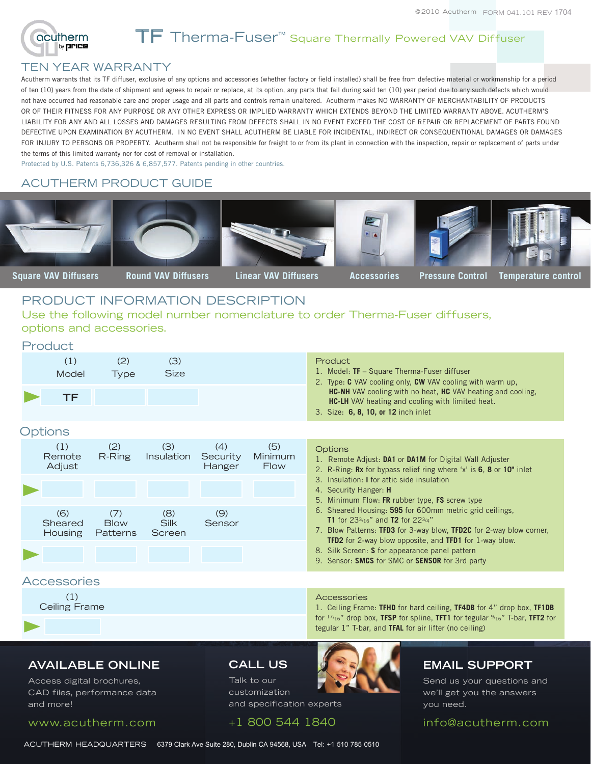©2010 Acutherm FORM 041.101 REV 1704

# TF Therma-Fuser™ Square Thermally Powered VAV Diffuser

## TEN YEAR WARRANTY

Acutherm warrants that its TF diffuser, exclusive of any options and accessories (whether factory or field installed) shall be free from defective material or workmanship for a period of ten (10) years from the date of shipment and agrees to repair or replace, at its option, any parts that fail during said ten (10) year period due to any such defects which would not have occurred had reasonable care and proper usage and all parts and controls remain unaltered. Acutherm makes NO WARRANTY OF MERCHANTABILITY OF PRODUCTS OR OF THEIR FITNESS FOR ANY PURPOSE OR ANY OTHER EXPRESS OR IMPLIED WARRANTY WHICH EXTENDS BEYOND THE LIMITED WARRANTY ABOVE. ACUTHERM'S LIABILITY FOR ANY AND ALL LOSSES AND DAMAGES RESULTING FROM DEFECTS SHALL IN NO EVENT EXCEED THE COST OF REPAIR OR REPLACEMENT OF PARTS FOUND DEFECTIVE UPON EXAMINATION BY ACUTHERM. IN NO EVENT SHALL ACUTHERM BE LIABLE FOR INCIDENTAL, INDIRECT OR CONSEQUENTIAL DAMAGES OR DAMAGES FOR INJURY TO PERSONS OR PROPERTY. Acutherm shall not be responsible for freight to or from its plant in connection with the inspection, repair or replacement of parts under the terms of this limited warranty nor for cost of removal or installation.

Protected by U.S. Patents 6,736,326 & 6,857,577. Patents pending in other countries.

## ACUTHERM PRODUCT GUIDE

Square VAV Diffusers | Round VAV Diffusers | Linear VAV Diffusers | Accessories | Pressure Control | Temperature control

## PRODUCT INFORMATION DESCRIPTION

Use the following model number nomenclature to order Therma-Fuser diffusers, options and accessories.

### Product

| (1) Model | (2) Type | (3) Size |
|---|---|---|
| TF | | |

Product
1. Model: **TF** – Square Therma-Fuser diffuser
2. Type: **C** VAV cooling only, **CW** VAV cooling with warm up, **HC-NH** VAV cooling with no heat, **HC** VAV heating and cooling, **HC-LH** VAV heating and cooling with limited heat.
3. Size: **6, 8, 10, or 12** inch inlet

### Options

| (1) Remote Adjust | (2) R-Ring | (3) Insulation | (4) Security Hanger | (5) Minimum Flow |
|---|---|---|---|---|
| | | | | |

| (6) Sheared Housing | (7) Blow Patterns | (8) Silk Screen | (9) Sensor |
|---|---|---|---|
| | | | |

Options
1. Remote Adjust: **DA1** or **DA1M** for Digital Wall Adjuster
2. R-Ring: **Rx** for bypass relief ring where 'x' is **6**, **8** or **10"** inlet
3. Insulation: **I** for attic side insulation
4. Security Hanger: **H**
5. Minimum Flow: **FR** rubber type, **FS** screw type
6. Sheared Housing: **595** for 600mm metric grid ceilings, **T1** for 23 3/16" and **T2** for 22 3/4"
7. Blow Patterns: **TFD3** for 3-way blow, **TFD2C** for 2-way blow corner, **TFD2** for 2-way blow opposite, and **TFD1** for 1-way blow.
8. Silk Screen: **S** for appearance panel pattern
9. Sensor: **SMCS** for SMC or **SENSOR** for 3rd party

### Accessories

| (1) Ceiling Frame |
|---|
| |

Accessories
1. Ceiling Frame: **TFHD** for hard ceiling, **TF4DB** for 4" drop box, **TF1DB** for 17/16" drop box, **TFSP** for spline, **TFT1** for tegular 9/16" T-bar, **TFT2** for tegular 1" T-bar, and **TFAL** for air lifter (no ceiling)

## AVAILABLE ONLINE

Access digital brochures, CAD files, performance data and more!

www.acutherm.com

## CALL US

Talk to our customization and specification experts

+1 800 544 1840

## EMAIL SUPPORT

Send us your questions and we'll get you the answers you need.

info@acutherm.com

ACUTHERM HEADQUARTERS 6379 Clark Ave Suite 280, Dublin CA 94568, USA Tel: +1 510 785 0510